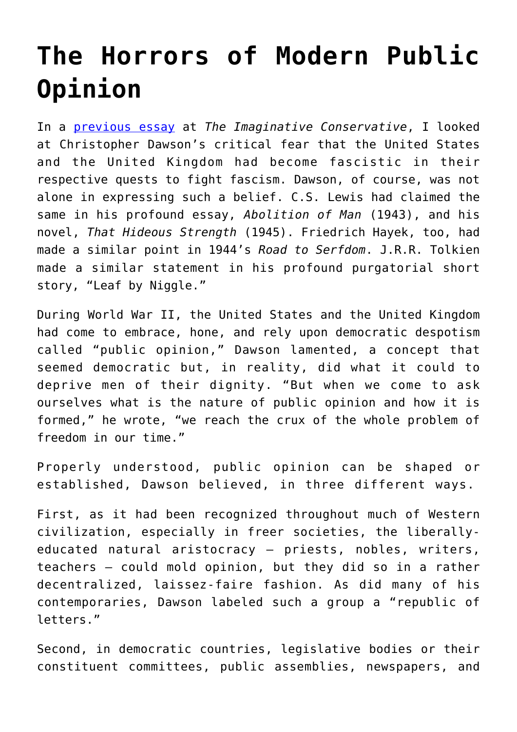# The Horrors of Modern Public Opinion

In a [previous essay](previous essay) at *The Imaginative Conservative*, I looked at Christopher Dawson's critical fear that the United States and the United Kingdom had become fascistic in their respective quests to fight fascism. Dawson, of course, was not alone in expressing such a belief. C.S. Lewis had claimed the same in his profound essay, *Abolition of Man* (1943), and his novel, *That Hideous Strength* (1945). Friedrich Hayek, too, had made a similar point in 1944's *Road to Serfdom*. J.R.R. Tolkien made a similar statement in his profound purgatorial short story, "Leaf by Niggle."

During World War II, the United States and the United Kingdom had come to embrace, hone, and rely upon democratic despotism called "public opinion," Dawson lamented, a concept that seemed democratic but, in reality, did what it could to deprive men of their dignity. "But when we come to ask ourselves what is the nature of public opinion and how it is formed," he wrote, "we reach the crux of the whole problem of freedom in our time."

Properly understood, public opinion can be shaped or established, Dawson believed, in three different ways.

First, as it had been recognized throughout much of Western civilization, especially in freer societies, the liberally-educated natural aristocracy – priests, nobles, writers, teachers – could mold opinion, but they did so in a rather decentralized, laissez-faire fashion. As did many of his contemporaries, Dawson labeled such a group a "republic of letters."

Second, in democratic countries, legislative bodies or their constituent committees, public assemblies, newspapers, and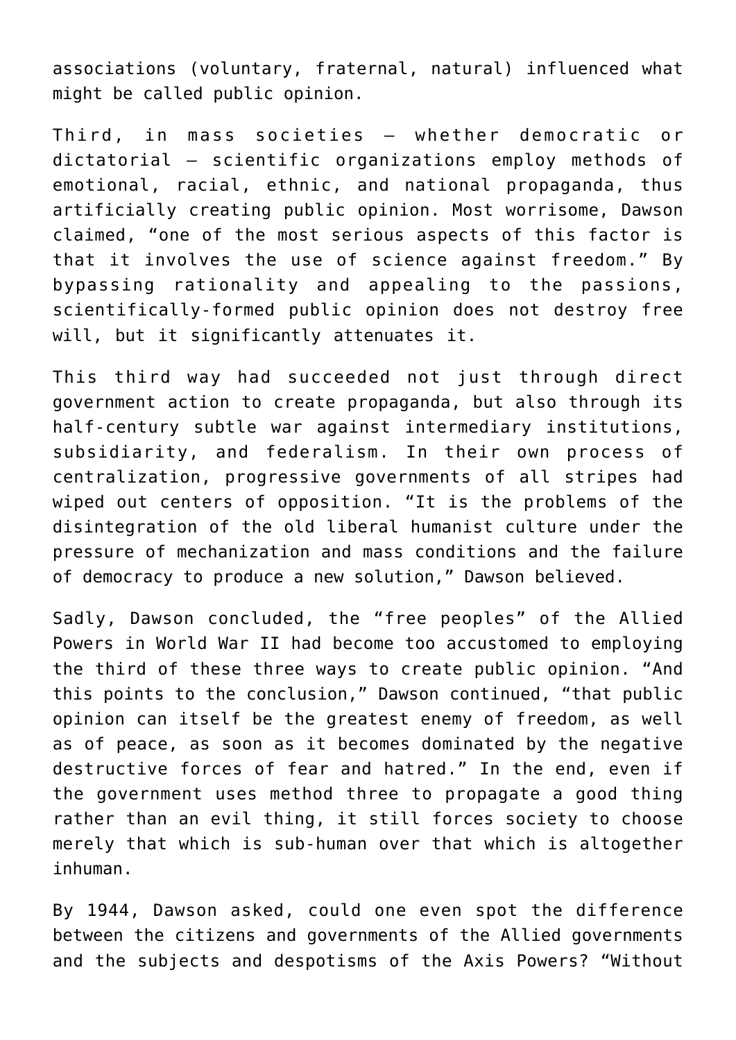associations (voluntary, fraternal, natural) influenced what might be called public opinion.

Third, in mass societies – whether democratic or dictatorial – scientific organizations employ methods of emotional, racial, ethnic, and national propaganda, thus artificially creating public opinion. Most worrisome, Dawson claimed, "one of the most serious aspects of this factor is that it involves the use of science against freedom." By bypassing rationality and appealing to the passions, scientifically-formed public opinion does not destroy free will, but it significantly attenuates it.

This third way had succeeded not just through direct government action to create propaganda, but also through its half-century subtle war against intermediary institutions, subsidiarity, and federalism. In their own process of centralization, progressive governments of all stripes had wiped out centers of opposition. "It is the problems of the disintegration of the old liberal humanist culture under the pressure of mechanization and mass conditions and the failure of democracy to produce a new solution," Dawson believed.

Sadly, Dawson concluded, the "free peoples" of the Allied Powers in World War II had become too accustomed to employing the third of these three ways to create public opinion. "And this points to the conclusion," Dawson continued, "that public opinion can itself be the greatest enemy of freedom, as well as of peace, as soon as it becomes dominated by the negative destructive forces of fear and hatred." In the end, even if the government uses method three to propagate a good thing rather than an evil thing, it still forces society to choose merely that which is sub-human over that which is altogether inhuman.

By 1944, Dawson asked, could one even spot the difference between the citizens and governments of the Allied governments and the subjects and despotisms of the Axis Powers? "Without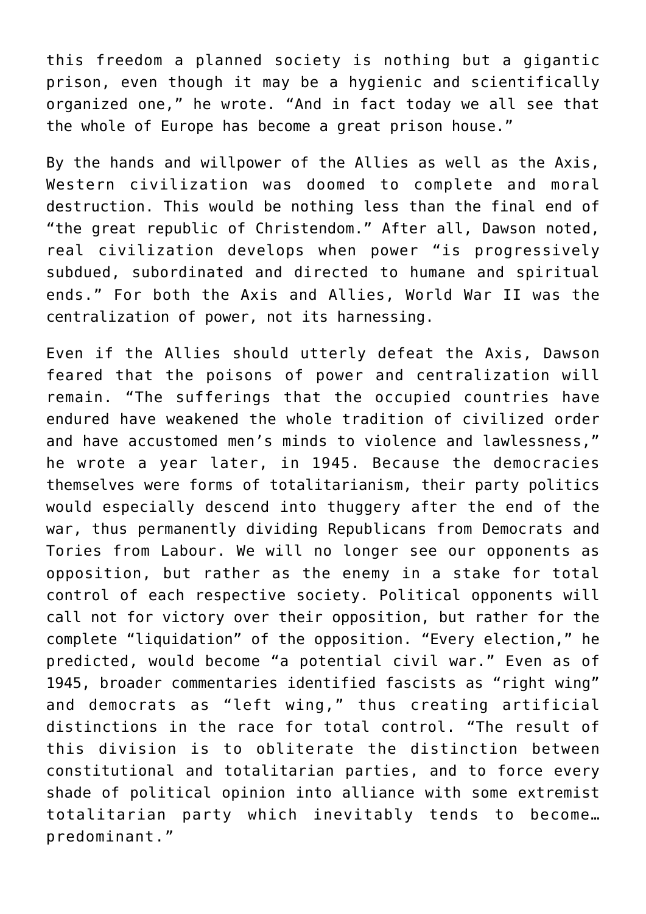this freedom a planned society is nothing but a gigantic prison, even though it may be a hygienic and scientifically organized one," he wrote. "And in fact today we all see that the whole of Europe has become a great prison house."

By the hands and willpower of the Allies as well as the Axis, Western civilization was doomed to complete and moral destruction. This would be nothing less than the final end of "the great republic of Christendom." After all, Dawson noted, real civilization develops when power "is progressively subdued, subordinated and directed to humane and spiritual ends." For both the Axis and Allies, World War II was the centralization of power, not its harnessing.

Even if the Allies should utterly defeat the Axis, Dawson feared that the poisons of power and centralization will remain. "The sufferings that the occupied countries have endured have weakened the whole tradition of civilized order and have accustomed men's minds to violence and lawlessness," he wrote a year later, in 1945. Because the democracies themselves were forms of totalitarianism, their party politics would especially descend into thuggery after the end of the war, thus permanently dividing Republicans from Democrats and Tories from Labour. We will no longer see our opponents as opposition, but rather as the enemy in a stake for total control of each respective society. Political opponents will call not for victory over their opposition, but rather for the complete "liquidation" of the opposition. "Every election," he predicted, would become "a potential civil war." Even as of 1945, broader commentaries identified fascists as "right wing" and democrats as "left wing," thus creating artificial distinctions in the race for total control. "The result of this division is to obliterate the distinction between constitutional and totalitarian parties, and to force every shade of political opinion into alliance with some extremist totalitarian party which inevitably tends to become… predominant."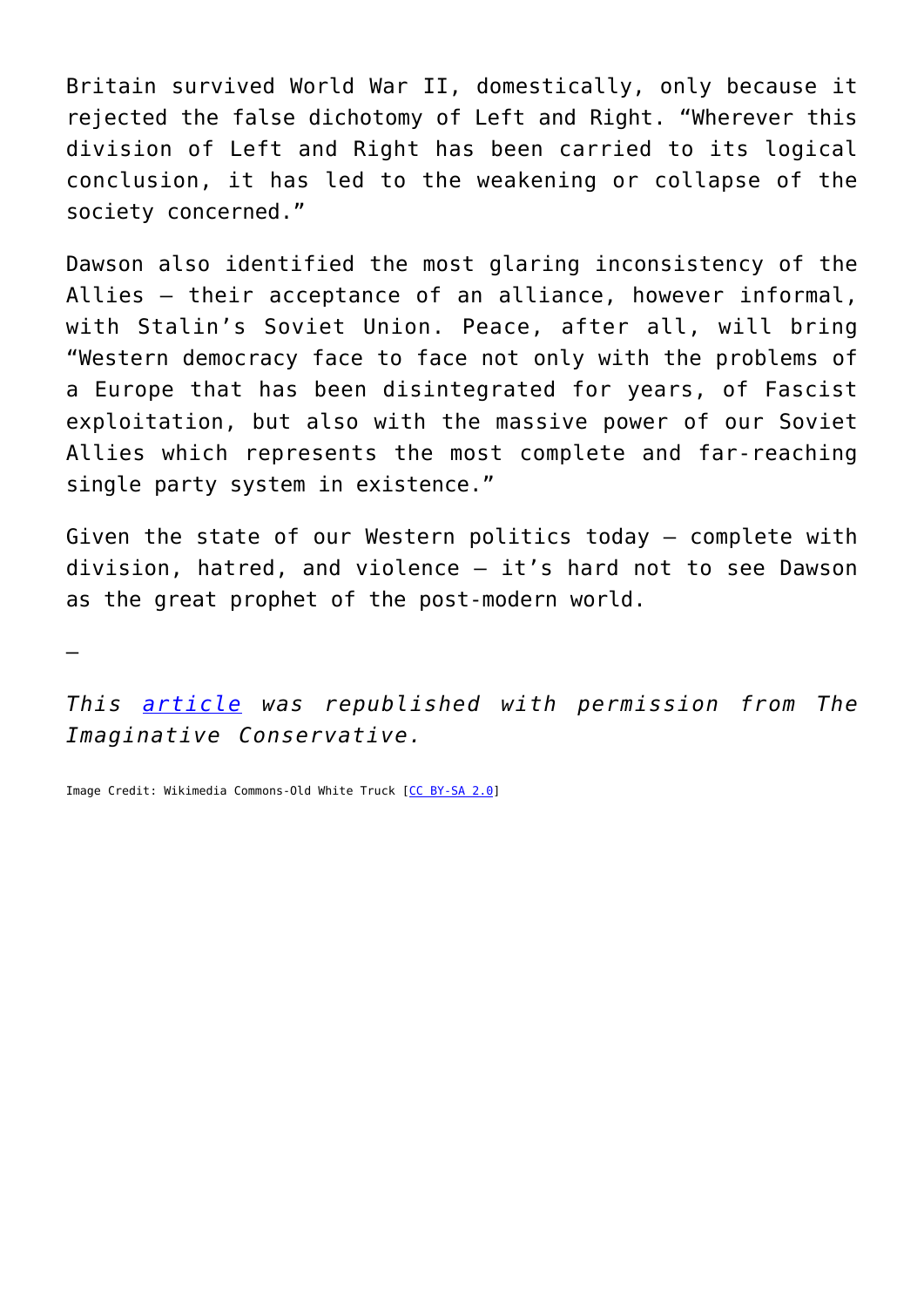Britain survived World War II, domestically, only because it rejected the false dichotomy of Left and Right. “Wherever this division of Left and Right has been carried to its logical conclusion, it has led to the weakening or collapse of the society concerned.”

Dawson also identified the most glaring inconsistency of the Allies – their acceptance of an alliance, however informal, with Stalin’s Soviet Union. Peace, after all, will bring “Western democracy face to face not only with the problems of a Europe that has been disintegrated for years, of Fascist exploitation, but also with the massive power of our Soviet Allies which represents the most complete and far-reaching single party system in existence.”

Given the state of our Western politics today – complete with division, hatred, and violence – it’s hard not to see Dawson as the great prophet of the post-modern world.

—

*This [article](article) was republished with permission from The Imaginative Conservative.*

Image Credit: Wikimedia Commons-Old White Truck [[CC BY-SA 2.0](CC BY-SA 2.0)]